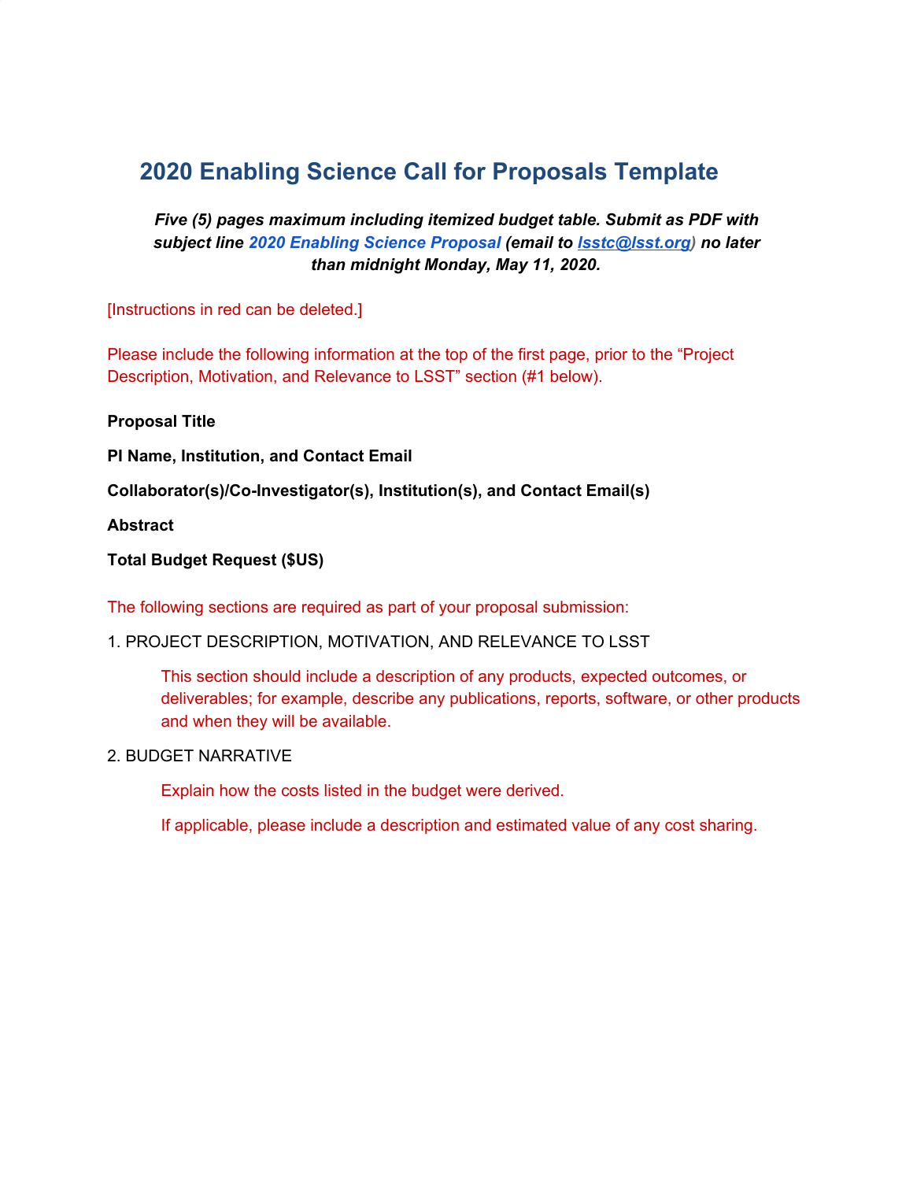# 2020 Enabling Science Call for Proposals Template

***Five (5) pages maximum including itemized budget table. Submit as PDF with subject line 2020 Enabling Science Proposal (email to lsstc@lsst.org) no later than midnight Monday, May 11, 2020.***

[Instructions in red can be deleted.]

Please include the following information at the top of the first page, prior to the "Project Description, Motivation, and Relevance to LSST" section (#1 below).

**Proposal Title**

**PI Name, Institution, and Contact Email**

**Collaborator(s)/Co-Investigator(s), Institution(s), and Contact Email(s)**

**Abstract**

**Total Budget Request ($US)**

The following sections are required as part of your proposal submission:

1. PROJECT DESCRIPTION, MOTIVATION, AND RELEVANCE TO LSST

    This section should include a description of any products, expected outcomes, or deliverables; for example, describe any publications, reports, software, or other products and when they will be available.

2. BUDGET NARRATIVE

    Explain how the costs listed in the budget were derived.

    If applicable, please include a description and estimated value of any cost sharing.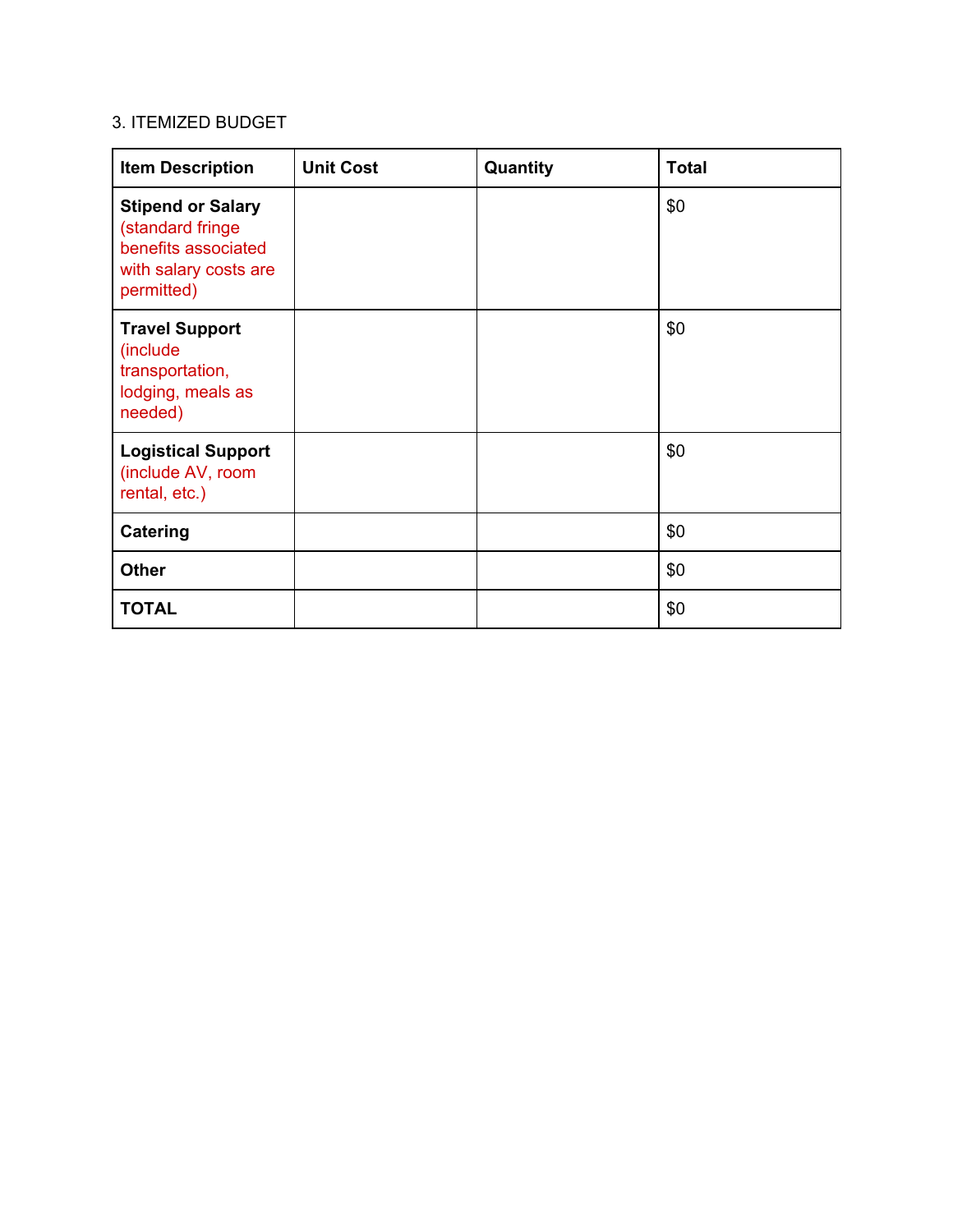3. ITEMIZED BUDGET

| Item Description | Unit Cost | Quantity | Total |
| --- | --- | --- | --- |
| **Stipend or Salary** (standard fringe benefits associated with salary costs are permitted) | | | $0 |
| **Travel Support** (include transportation, lodging, meals as needed) | | | $0 |
| **Logistical Support** (include AV, room rental, etc.) | | | $0 |
| **Catering** | | | $0 |
| **Other** | | | $0 |
| **TOTAL** | | | $0 |